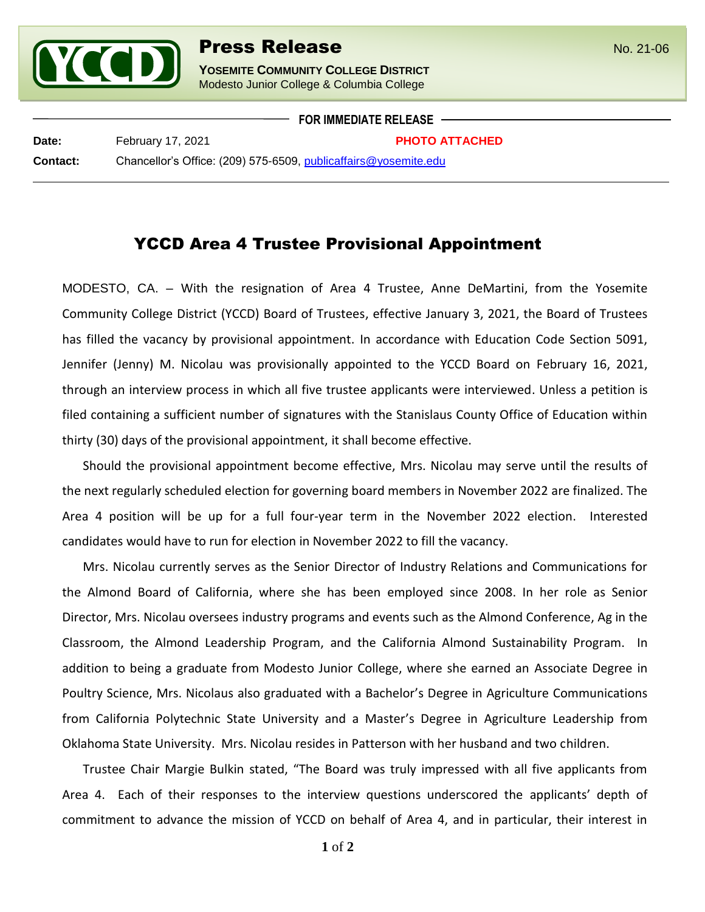# Press Release

**YOSEMITE COMMUNITY COLLEGE DISTRICT**
Modesto Junior College & Columbia College

No. 21-06

**FOR IMMEDIATE RELEASE**

**Date:** February 17, 2021 **PHOTO ATTACHED**

**Contact:** Chancellor's Office: (209) 575-6509, publicaffairs@yosemite.edu

## YCCD Area 4 Trustee Provisional Appointment

MODESTO, CA. – With the resignation of Area 4 Trustee, Anne DeMartini, from the Yosemite Community College District (YCCD) Board of Trustees, effective January 3, 2021, the Board of Trustees has filled the vacancy by provisional appointment. In accordance with Education Code Section 5091, Jennifer (Jenny) M. Nicolau was provisionally appointed to the YCCD Board on February 16, 2021, through an interview process in which all five trustee applicants were interviewed. Unless a petition is filed containing a sufficient number of signatures with the Stanislaus County Office of Education within thirty (30) days of the provisional appointment, it shall become effective.

Should the provisional appointment become effective, Mrs. Nicolau may serve until the results of the next regularly scheduled election for governing board members in November 2022 are finalized. The Area 4 position will be up for a full four-year term in the November 2022 election. Interested candidates would have to run for election in November 2022 to fill the vacancy.

Mrs. Nicolau currently serves as the Senior Director of Industry Relations and Communications for the Almond Board of California, where she has been employed since 2008. In her role as Senior Director, Mrs. Nicolau oversees industry programs and events such as the Almond Conference, Ag in the Classroom, the Almond Leadership Program, and the California Almond Sustainability Program. In addition to being a graduate from Modesto Junior College, where she earned an Associate Degree in Poultry Science, Mrs. Nicolaus also graduated with a Bachelor's Degree in Agriculture Communications from California Polytechnic State University and a Master's Degree in Agriculture Leadership from Oklahoma State University. Mrs. Nicolau resides in Patterson with her husband and two children.

Trustee Chair Margie Bulkin stated, "The Board was truly impressed with all five applicants from Area 4. Each of their responses to the interview questions underscored the applicants' depth of commitment to advance the mission of YCCD on behalf of Area 4, and in particular, their interest in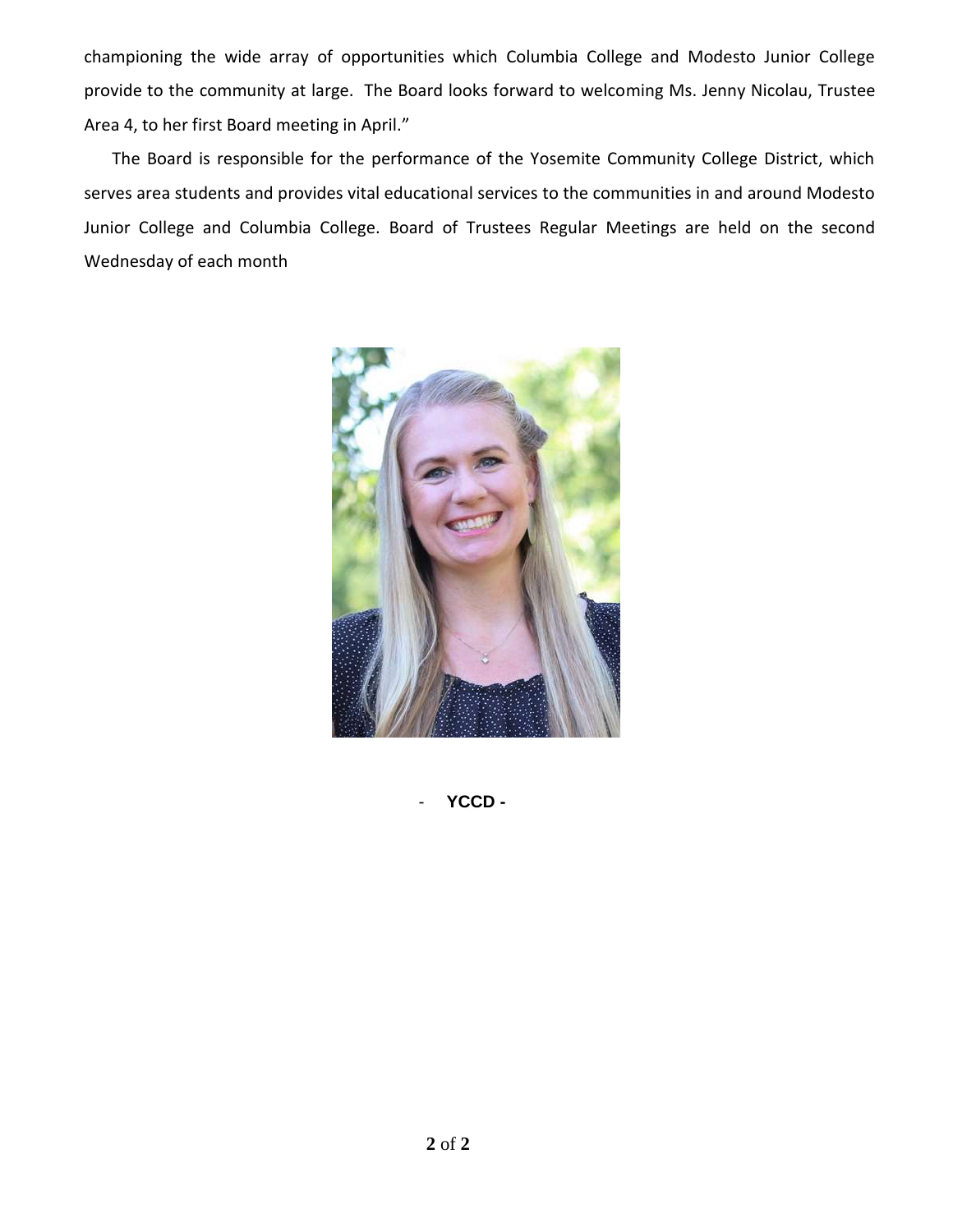championing the wide array of opportunities which Columbia College and Modesto Junior College provide to the community at large. The Board looks forward to welcoming Ms. Jenny Nicolau, Trustee Area 4, to her first Board meeting in April."

The Board is responsible for the performance of the Yosemite Community College District, which serves area students and provides vital educational services to the communities in and around Modesto Junior College and Columbia College. Board of Trustees Regular Meetings are held on the second Wednesday of each month

- **YCCD -**